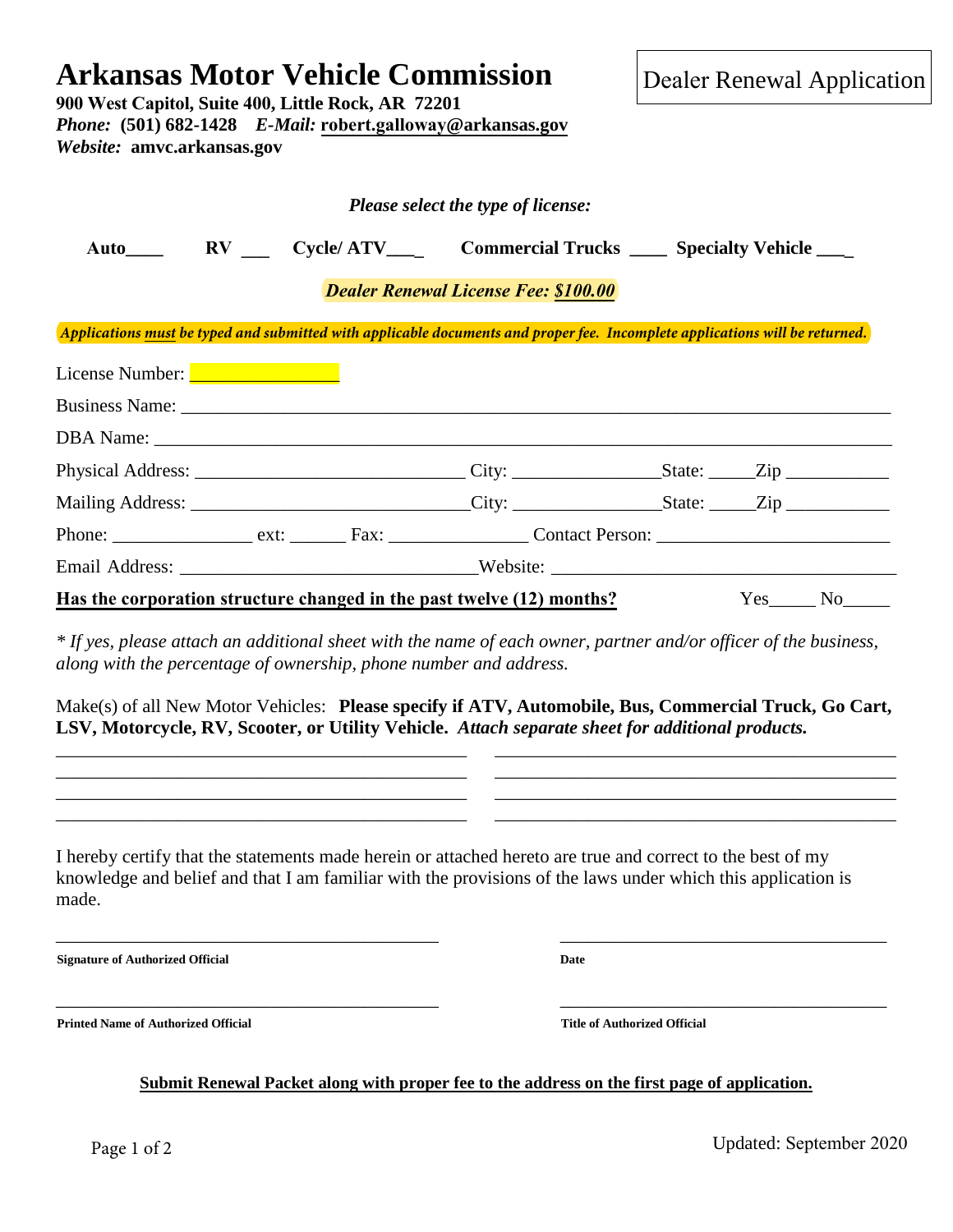# Arkansas Motor Vehicle Commission

Dealer Renewal Application

**900 West Capitol, Suite 400, Little Rock, AR 72201**
***Phone:*** **(501) 682-1428** ***E-Mail:*** **robert.galloway@arkansas.gov**
***Website:*** **amvc.arkansas.gov**

***Please select the type of license:***

**Auto____** **RV ___** **Cycle/ ATV___** **Commercial Trucks ____** **Specialty Vehicle ___**

***Dealer Renewal License Fee: $100.00***

***Applications must be typed and submitted with applicable documents and proper fee. Incomplete applications will be returned.***

License Number: ______________

Business Name: ___________________________________________________________________________

DBA Name: ______________________________________________________________________________

Physical Address: ____________________________ City: _______________State: _____Zip ___________

Mailing Address: _____________________________City: _______________State: _____Zip ___________

Phone: _______________ ext: ______ Fax: _______________ Contact Person: ________________________

Email Address: ______________________________Website: ____________________________________

**Has the corporation structure changed in the past twelve (12) months?** Yes_____ No_____

*\* If yes, please attach an additional sheet with the name of each owner, partner and/or officer of the business, along with the percentage of ownership, phone number and address.*

Make(s) of all New Motor Vehicles: **Please specify if ATV, Automobile, Bus, Commercial Truck, Go Cart, LSV, Motorcycle, RV, Scooter, or Utility Vehicle.** ***Attach separate sheet for additional products.***

_____________________________________________ _____________________________________________
_____________________________________________ _____________________________________________
_____________________________________________ _____________________________________________
_____________________________________________ _____________________________________________

I hereby certify that the statements made herein or attached hereto are true and correct to the best of my knowledge and belief and that I am familiar with the provisions of the laws under which this application is made.

_____________________________________________ _____________________________________
**Signature of Authorized Official** **Date**

_____________________________________________ _____________________________________
**Printed Name of Authorized Official** **Title of Authorized Official**

**Submit Renewal Packet along with proper fee to the address on the first page of application.**

Updated: September 2020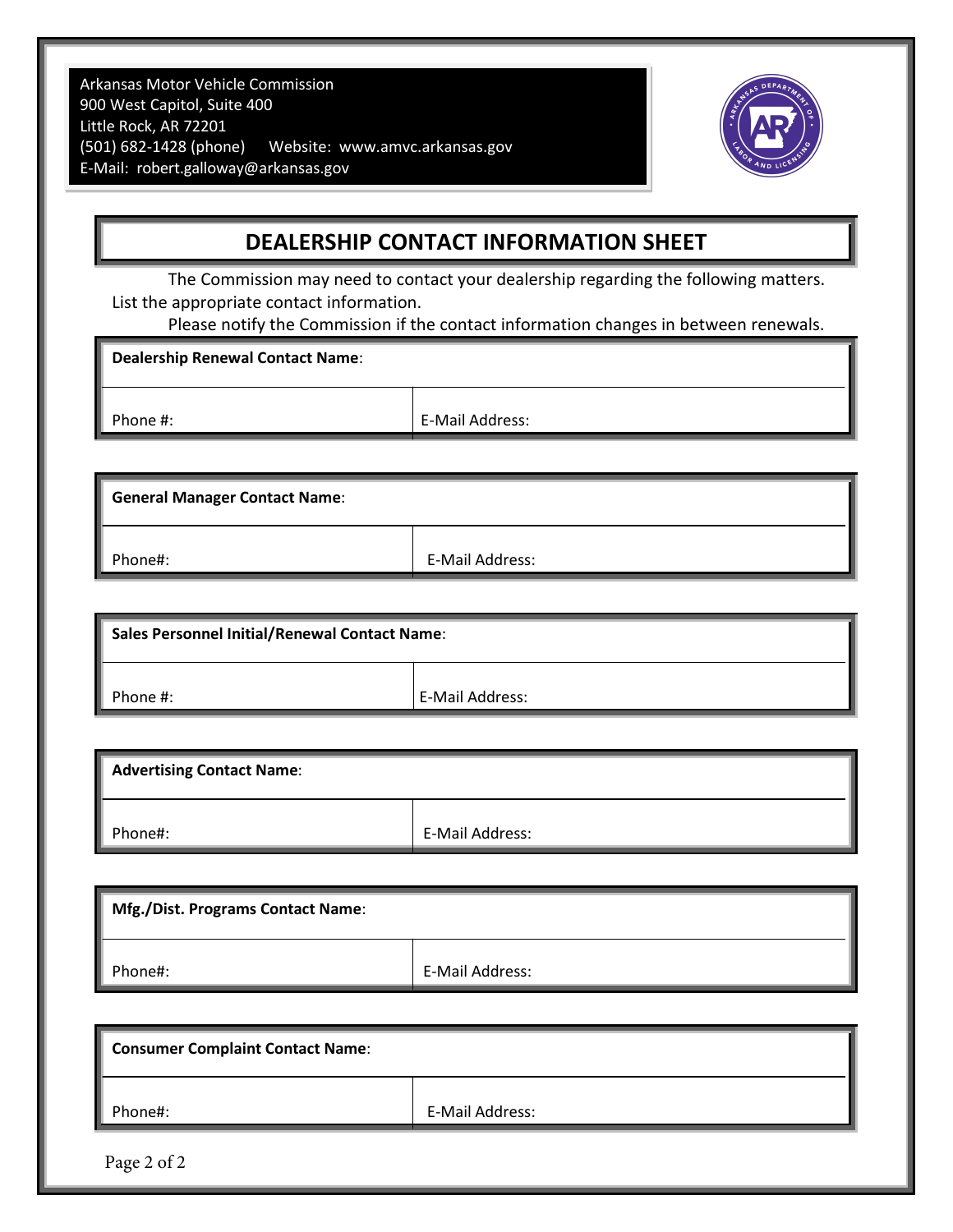Arkansas Motor Vehicle Commission
900 West Capitol, Suite 400
Little Rock, AR 72201
(501) 682-1428 (phone) Website: www.amvc.arkansas.gov
E-Mail: robert.galloway@arkansas.gov

# DEALERSHIP CONTACT INFORMATION SHEET

The Commission may need to contact your dealership regarding the following matters. List the appropriate contact information.

Please notify the Commission if the contact information changes in between renewals.

| **Dealership Renewal Contact Name**: | |
|---|---|
| Phone #: | E-Mail Address: |

| **General Manager Contact Name**: | |
|---|---|
| Phone#: | E-Mail Address: |

| **Sales Personnel Initial/Renewal Contact Name**: | |
|---|---|
| Phone #: | E-Mail Address: |

| **Advertising Contact Name**: | |
|---|---|
| Phone#: | E-Mail Address: |

| **Mfg./Dist. Programs Contact Name**: | |
|---|---|
| Phone#: | E-Mail Address: |

| **Consumer Complaint Contact Name**: | |
|---|---|
| Phone#: | E-Mail Address: |